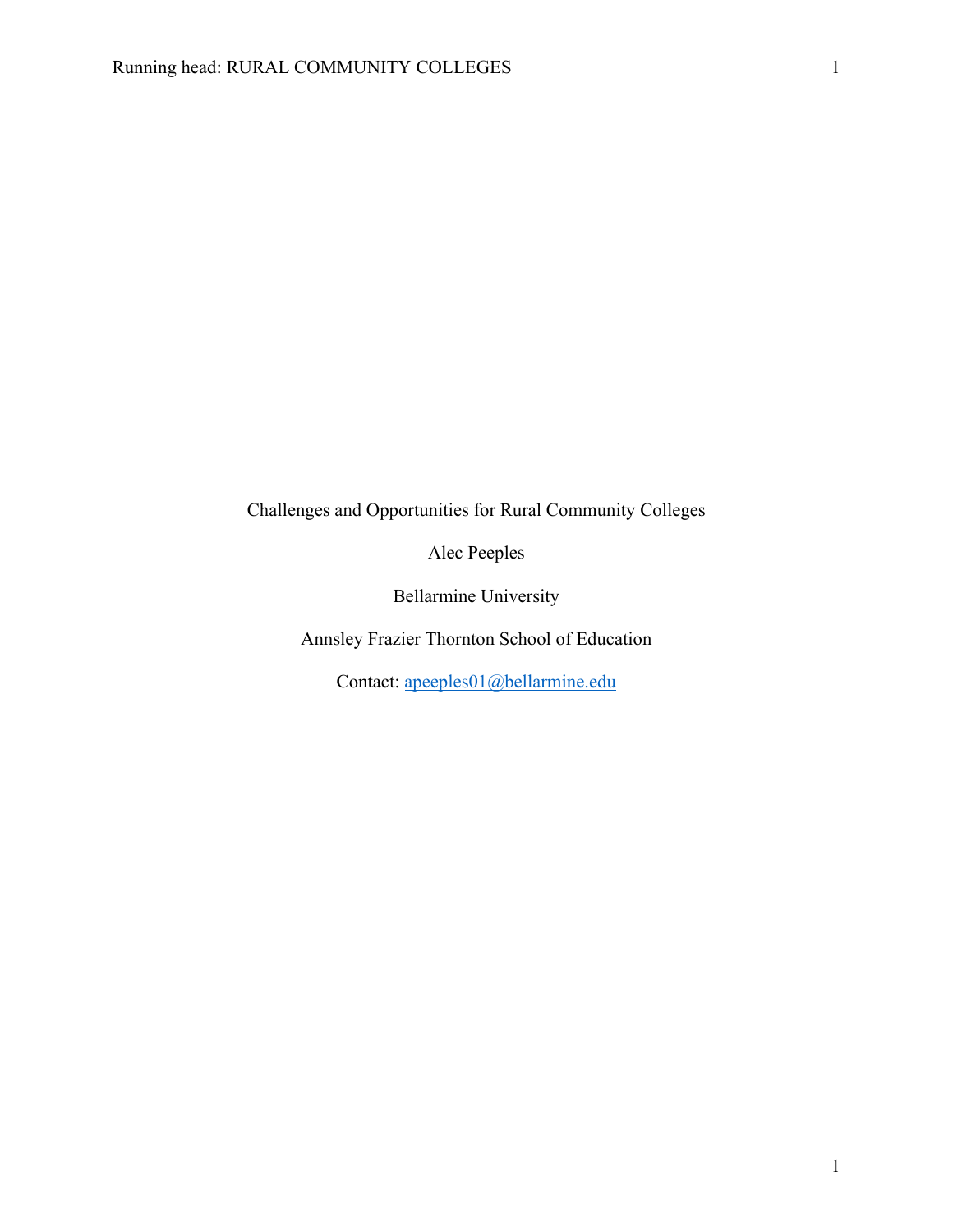# Challenges and Opportunities for Rural Community Colleges

Alec Peeples

Bellarmine University

Annsley Frazier Thornton School of Education

Contact: apeeples01@bellarmine.edu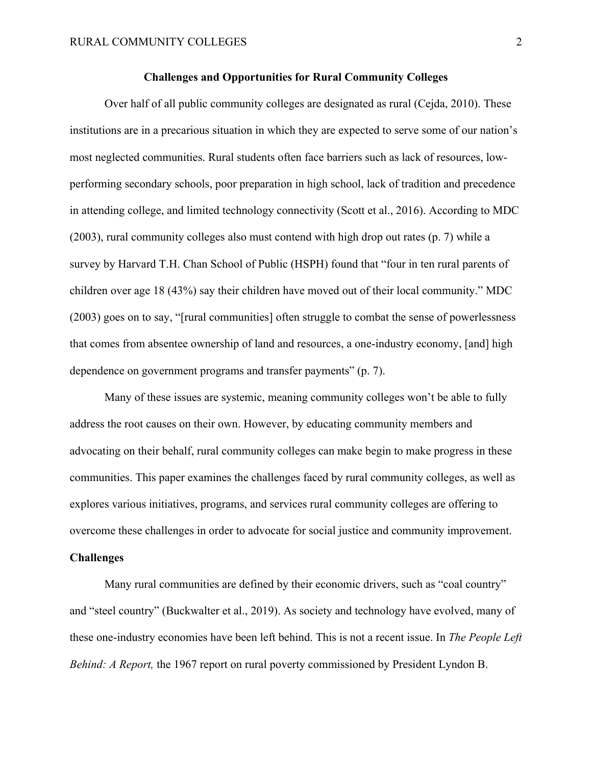## Challenges and Opportunities for Rural Community Colleges

Over half of all public community colleges are designated as rural (Cejda, 2010). These institutions are in a precarious situation in which they are expected to serve some of our nation's most neglected communities. Rural students often face barriers such as lack of resources, low-performing secondary schools, poor preparation in high school, lack of tradition and precedence in attending college, and limited technology connectivity (Scott et al., 2016). According to MDC (2003), rural community colleges also must contend with high drop out rates (p. 7) while a survey by Harvard T.H. Chan School of Public (HSPH) found that "four in ten rural parents of children over age 18 (43%) say their children have moved out of their local community." MDC (2003) goes on to say, "[rural communities] often struggle to combat the sense of powerlessness that comes from absentee ownership of land and resources, a one-industry economy, [and] high dependence on government programs and transfer payments" (p. 7).

Many of these issues are systemic, meaning community colleges won't be able to fully address the root causes on their own. However, by educating community members and advocating on their behalf, rural community colleges can make begin to make progress in these communities. This paper examines the challenges faced by rural community colleges, as well as explores various initiatives, programs, and services rural community colleges are offering to overcome these challenges in order to advocate for social justice and community improvement.

### Challenges

Many rural communities are defined by their economic drivers, such as "coal country" and "steel country" (Buckwalter et al., 2019). As society and technology have evolved, many of these one-industry economies have been left behind. This is not a recent issue. In *The People Left Behind: A Report,* the 1967 report on rural poverty commissioned by President Lyndon B.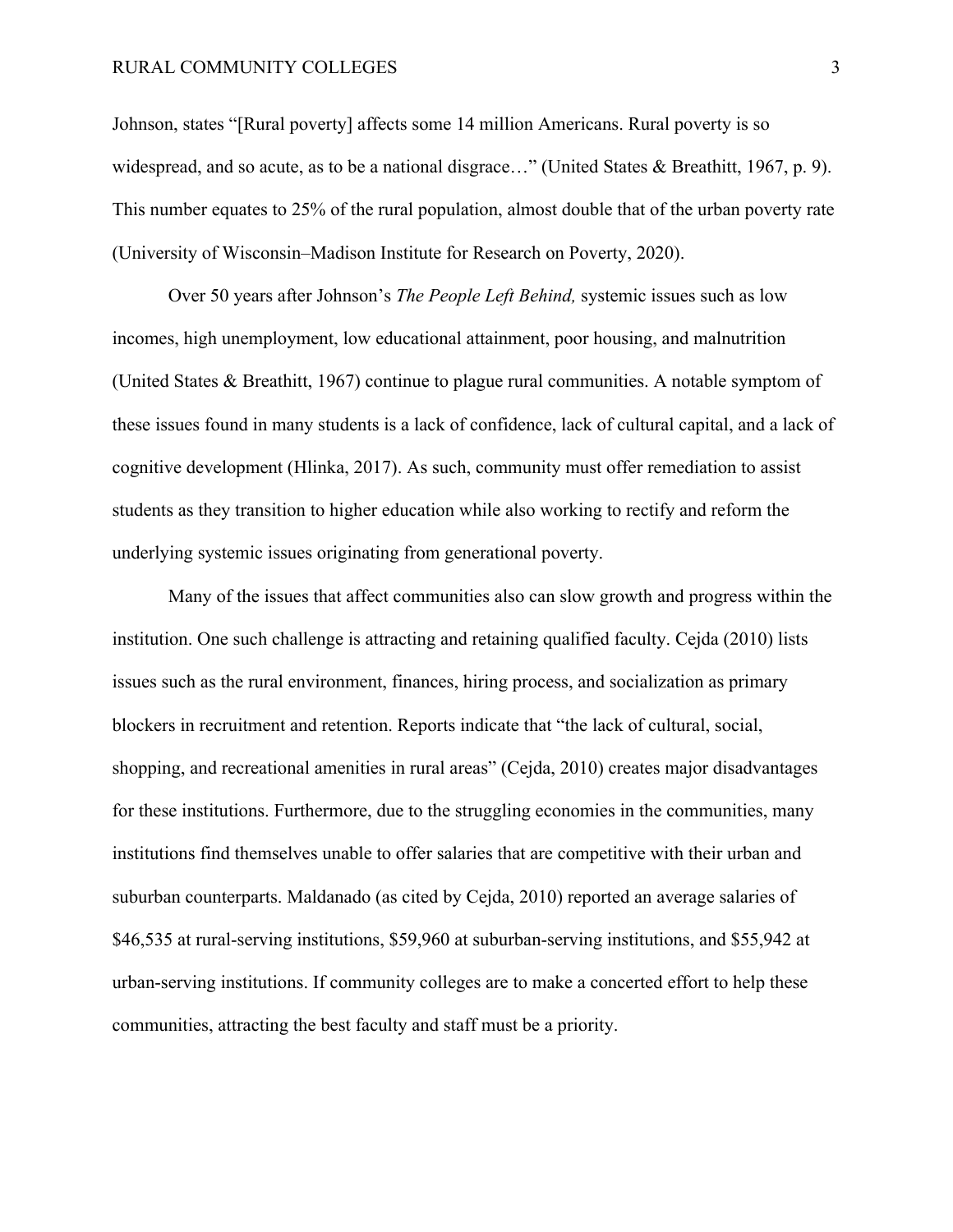Johnson, states "[Rural poverty] affects some 14 million Americans. Rural poverty is so widespread, and so acute, as to be a national disgrace…" (United States & Breathitt, 1967, p. 9). This number equates to 25% of the rural population, almost double that of the urban poverty rate (University of Wisconsin–Madison Institute for Research on Poverty, 2020).

Over 50 years after Johnson's *The People Left Behind,* systemic issues such as low incomes, high unemployment, low educational attainment, poor housing, and malnutrition (United States & Breathitt, 1967) continue to plague rural communities. A notable symptom of these issues found in many students is a lack of confidence, lack of cultural capital, and a lack of cognitive development (Hlinka, 2017). As such, community must offer remediation to assist students as they transition to higher education while also working to rectify and reform the underlying systemic issues originating from generational poverty.

Many of the issues that affect communities also can slow growth and progress within the institution. One such challenge is attracting and retaining qualified faculty. Cejda (2010) lists issues such as the rural environment, finances, hiring process, and socialization as primary blockers in recruitment and retention. Reports indicate that "the lack of cultural, social, shopping, and recreational amenities in rural areas" (Cejda, 2010) creates major disadvantages for these institutions. Furthermore, due to the struggling economies in the communities, many institutions find themselves unable to offer salaries that are competitive with their urban and suburban counterparts. Maldanado (as cited by Cejda, 2010) reported an average salaries of $46,535 at rural-serving institutions, $59,960 at suburban-serving institutions, and $55,942 at urban-serving institutions. If community colleges are to make a concerted effort to help these communities, attracting the best faculty and staff must be a priority.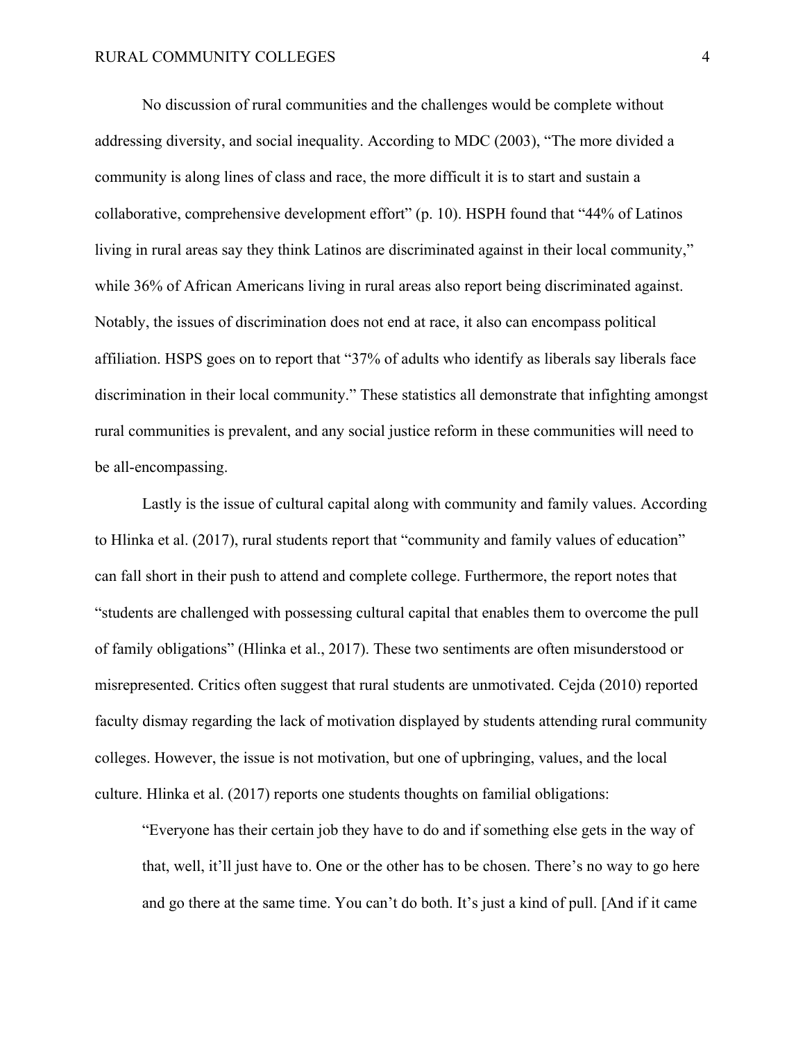No discussion of rural communities and the challenges would be complete without addressing diversity, and social inequality. According to MDC (2003), "The more divided a community is along lines of class and race, the more difficult it is to start and sustain a collaborative, comprehensive development effort" (p. 10). HSPH found that "44% of Latinos living in rural areas say they think Latinos are discriminated against in their local community," while 36% of African Americans living in rural areas also report being discriminated against. Notably, the issues of discrimination does not end at race, it also can encompass political affiliation. HSPS goes on to report that "37% of adults who identify as liberals say liberals face discrimination in their local community." These statistics all demonstrate that infighting amongst rural communities is prevalent, and any social justice reform in these communities will need to be all-encompassing.

Lastly is the issue of cultural capital along with community and family values. According to Hlinka et al. (2017), rural students report that "community and family values of education" can fall short in their push to attend and complete college. Furthermore, the report notes that "students are challenged with possessing cultural capital that enables them to overcome the pull of family obligations" (Hlinka et al., 2017). These two sentiments are often misunderstood or misrepresented. Critics often suggest that rural students are unmotivated. Cejda (2010) reported faculty dismay regarding the lack of motivation displayed by students attending rural community colleges. However, the issue is not motivation, but one of upbringing, values, and the local culture. Hlinka et al. (2017) reports one students thoughts on familial obligations:

> "Everyone has their certain job they have to do and if something else gets in the way of that, well, it'll just have to. One or the other has to be chosen. There's no way to go here and go there at the same time. You can't do both. It's just a kind of pull. [And if it came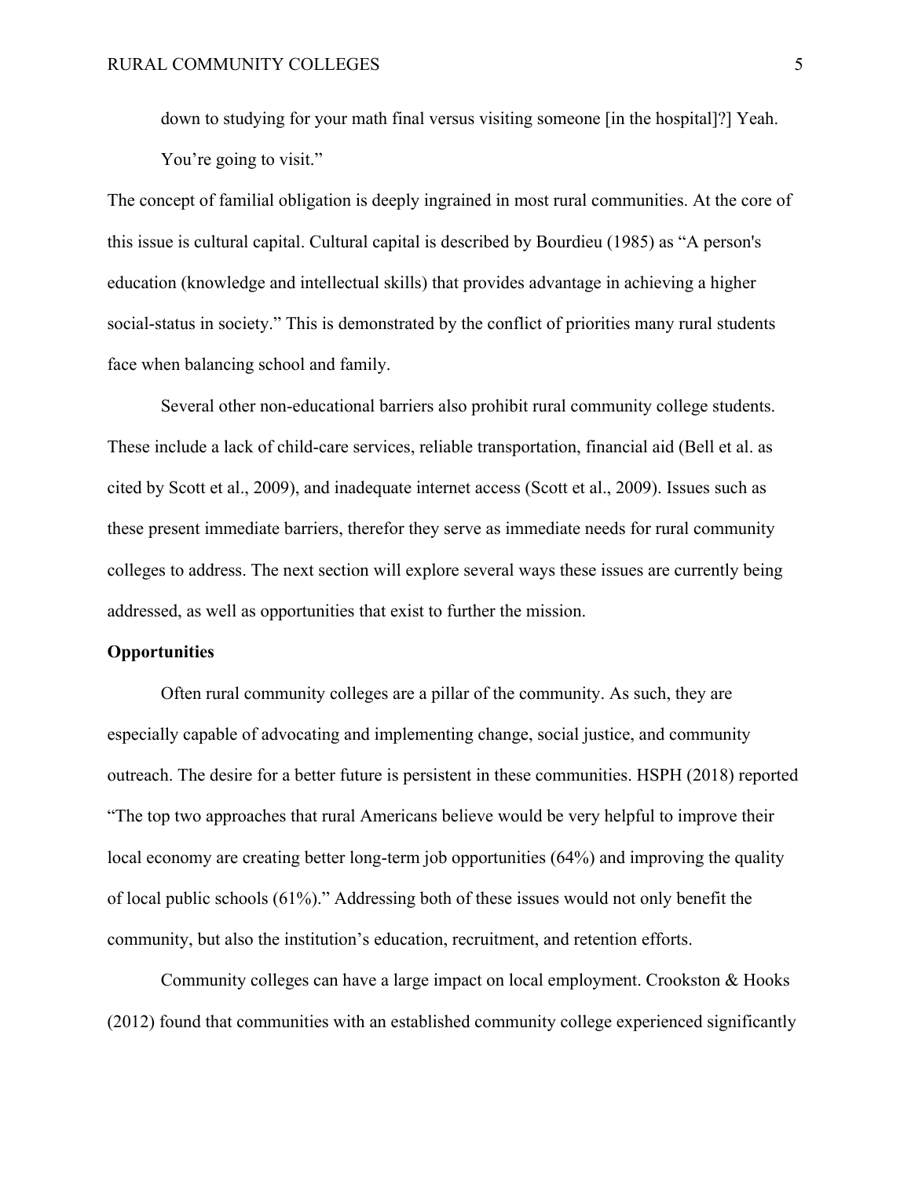> down to studying for your math final versus visiting someone [in the hospital]?] Yeah. You're going to visit."

The concept of familial obligation is deeply ingrained in most rural communities. At the core of this issue is cultural capital. Cultural capital is described by Bourdieu (1985) as "A person's education (knowledge and intellectual skills) that provides advantage in achieving a higher social-status in society." This is demonstrated by the conflict of priorities many rural students face when balancing school and family.

Several other non-educational barriers also prohibit rural community college students. These include a lack of child-care services, reliable transportation, financial aid (Bell et al. as cited by Scott et al., 2009), and inadequate internet access (Scott et al., 2009). Issues such as these present immediate barriers, therefor they serve as immediate needs for rural community colleges to address. The next section will explore several ways these issues are currently being addressed, as well as opportunities that exist to further the mission.

**Opportunities**

Often rural community colleges are a pillar of the community. As such, they are especially capable of advocating and implementing change, social justice, and community outreach. The desire for a better future is persistent in these communities. HSPH (2018) reported "The top two approaches that rural Americans believe would be very helpful to improve their local economy are creating better long-term job opportunities (64%) and improving the quality of local public schools (61%)." Addressing both of these issues would not only benefit the community, but also the institution's education, recruitment, and retention efforts.

Community colleges can have a large impact on local employment. Crookston & Hooks (2012) found that communities with an established community college experienced significantly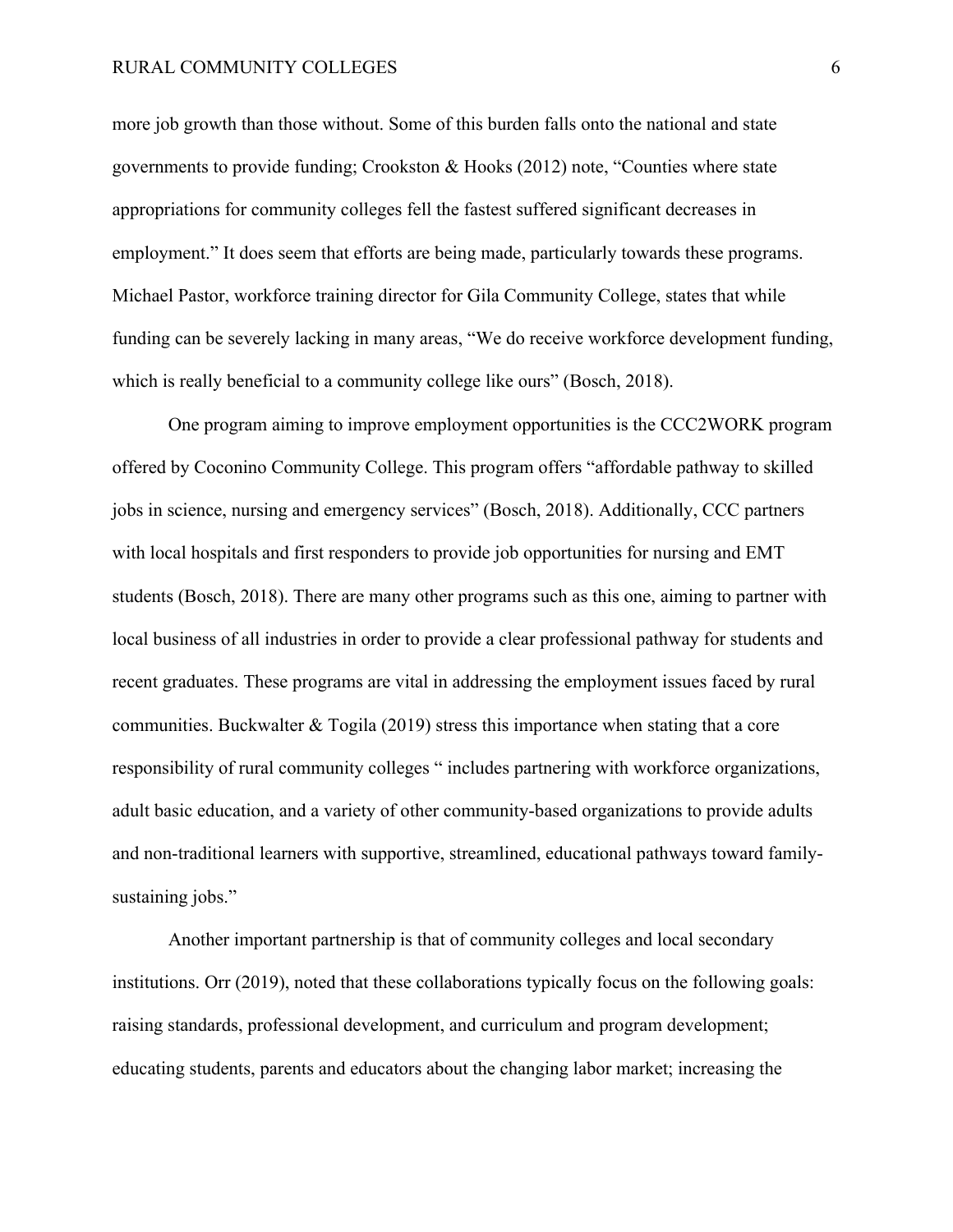more job growth than those without. Some of this burden falls onto the national and state governments to provide funding; Crookston & Hooks (2012) note, "Counties where state appropriations for community colleges fell the fastest suffered significant decreases in employment." It does seem that efforts are being made, particularly towards these programs. Michael Pastor, workforce training director for Gila Community College, states that while funding can be severely lacking in many areas, "We do receive workforce development funding, which is really beneficial to a community college like ours" (Bosch, 2018).

One program aiming to improve employment opportunities is the CCC2WORK program offered by Coconino Community College. This program offers "affordable pathway to skilled jobs in science, nursing and emergency services" (Bosch, 2018). Additionally, CCC partners with local hospitals and first responders to provide job opportunities for nursing and EMT students (Bosch, 2018). There are many other programs such as this one, aiming to partner with local business of all industries in order to provide a clear professional pathway for students and recent graduates. These programs are vital in addressing the employment issues faced by rural communities. Buckwalter & Togila (2019) stress this importance when stating that a core responsibility of rural community colleges " includes partnering with workforce organizations, adult basic education, and a variety of other community-based organizations to provide adults and non-traditional learners with supportive, streamlined, educational pathways toward family-sustaining jobs."

Another important partnership is that of community colleges and local secondary institutions. Orr (2019), noted that these collaborations typically focus on the following goals: raising standards, professional development, and curriculum and program development; educating students, parents and educators about the changing labor market; increasing the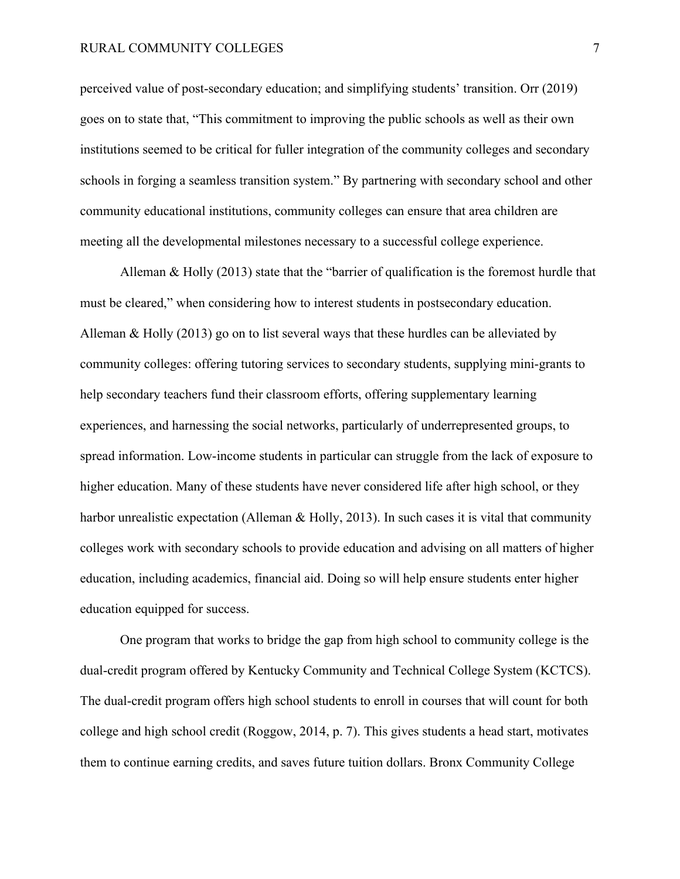perceived value of post-secondary education; and simplifying students' transition. Orr (2019) goes on to state that, "This commitment to improving the public schools as well as their own institutions seemed to be critical for fuller integration of the community colleges and secondary schools in forging a seamless transition system." By partnering with secondary school and other community educational institutions, community colleges can ensure that area children are meeting all the developmental milestones necessary to a successful college experience.

Alleman & Holly (2013) state that the "barrier of qualification is the foremost hurdle that must be cleared," when considering how to interest students in postsecondary education. Alleman & Holly (2013) go on to list several ways that these hurdles can be alleviated by community colleges: offering tutoring services to secondary students, supplying mini-grants to help secondary teachers fund their classroom efforts, offering supplementary learning experiences, and harnessing the social networks, particularly of underrepresented groups, to spread information. Low-income students in particular can struggle from the lack of exposure to higher education. Many of these students have never considered life after high school, or they harbor unrealistic expectation (Alleman & Holly, 2013). In such cases it is vital that community colleges work with secondary schools to provide education and advising on all matters of higher education, including academics, financial aid. Doing so will help ensure students enter higher education equipped for success.

One program that works to bridge the gap from high school to community college is the dual-credit program offered by Kentucky Community and Technical College System (KCTCS). The dual-credit program offers high school students to enroll in courses that will count for both college and high school credit (Roggow, 2014, p. 7). This gives students a head start, motivates them to continue earning credits, and saves future tuition dollars. Bronx Community College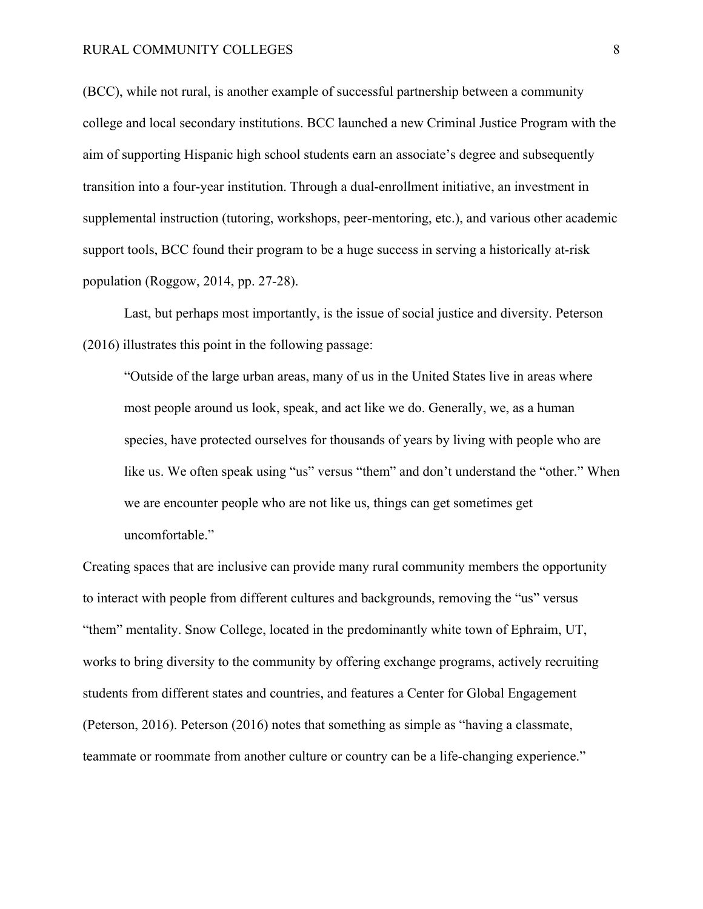(BCC), while not rural, is another example of successful partnership between a community college and local secondary institutions. BCC launched a new Criminal Justice Program with the aim of supporting Hispanic high school students earn an associate's degree and subsequently transition into a four-year institution. Through a dual-enrollment initiative, an investment in supplemental instruction (tutoring, workshops, peer-mentoring, etc.), and various other academic support tools, BCC found their program to be a huge success in serving a historically at-risk population (Roggow, 2014, pp. 27-28).

Last, but perhaps most importantly, is the issue of social justice and diversity. Peterson (2016) illustrates this point in the following passage:

> "Outside of the large urban areas, many of us in the United States live in areas where most people around us look, speak, and act like we do. Generally, we, as a human species, have protected ourselves for thousands of years by living with people who are like us. We often speak using "us" versus "them" and don't understand the "other." When we are encounter people who are not like us, things can get sometimes get uncomfortable."

Creating spaces that are inclusive can provide many rural community members the opportunity to interact with people from different cultures and backgrounds, removing the "us" versus "them" mentality. Snow College, located in the predominantly white town of Ephraim, UT, works to bring diversity to the community by offering exchange programs, actively recruiting students from different states and countries, and features a Center for Global Engagement (Peterson, 2016). Peterson (2016) notes that something as simple as "having a classmate, teammate or roommate from another culture or country can be a life-changing experience."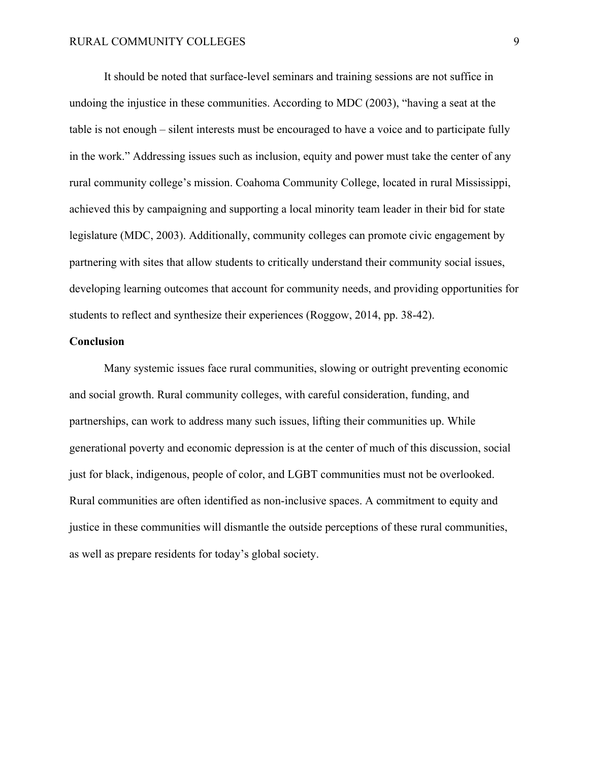It should be noted that surface-level seminars and training sessions are not suffice in undoing the injustice in these communities. According to MDC (2003), "having a seat at the table is not enough – silent interests must be encouraged to have a voice and to participate fully in the work." Addressing issues such as inclusion, equity and power must take the center of any rural community college's mission. Coahoma Community College, located in rural Mississippi, achieved this by campaigning and supporting a local minority team leader in their bid for state legislature (MDC, 2003). Additionally, community colleges can promote civic engagement by partnering with sites that allow students to critically understand their community social issues, developing learning outcomes that account for community needs, and providing opportunities for students to reflect and synthesize their experiences (Roggow, 2014, pp. 38-42).

**Conclusion**

Many systemic issues face rural communities, slowing or outright preventing economic and social growth. Rural community colleges, with careful consideration, funding, and partnerships, can work to address many such issues, lifting their communities up. While generational poverty and economic depression is at the center of much of this discussion, social just for black, indigenous, people of color, and LGBT communities must not be overlooked. Rural communities are often identified as non-inclusive spaces. A commitment to equity and justice in these communities will dismantle the outside perceptions of these rural communities, as well as prepare residents for today's global society.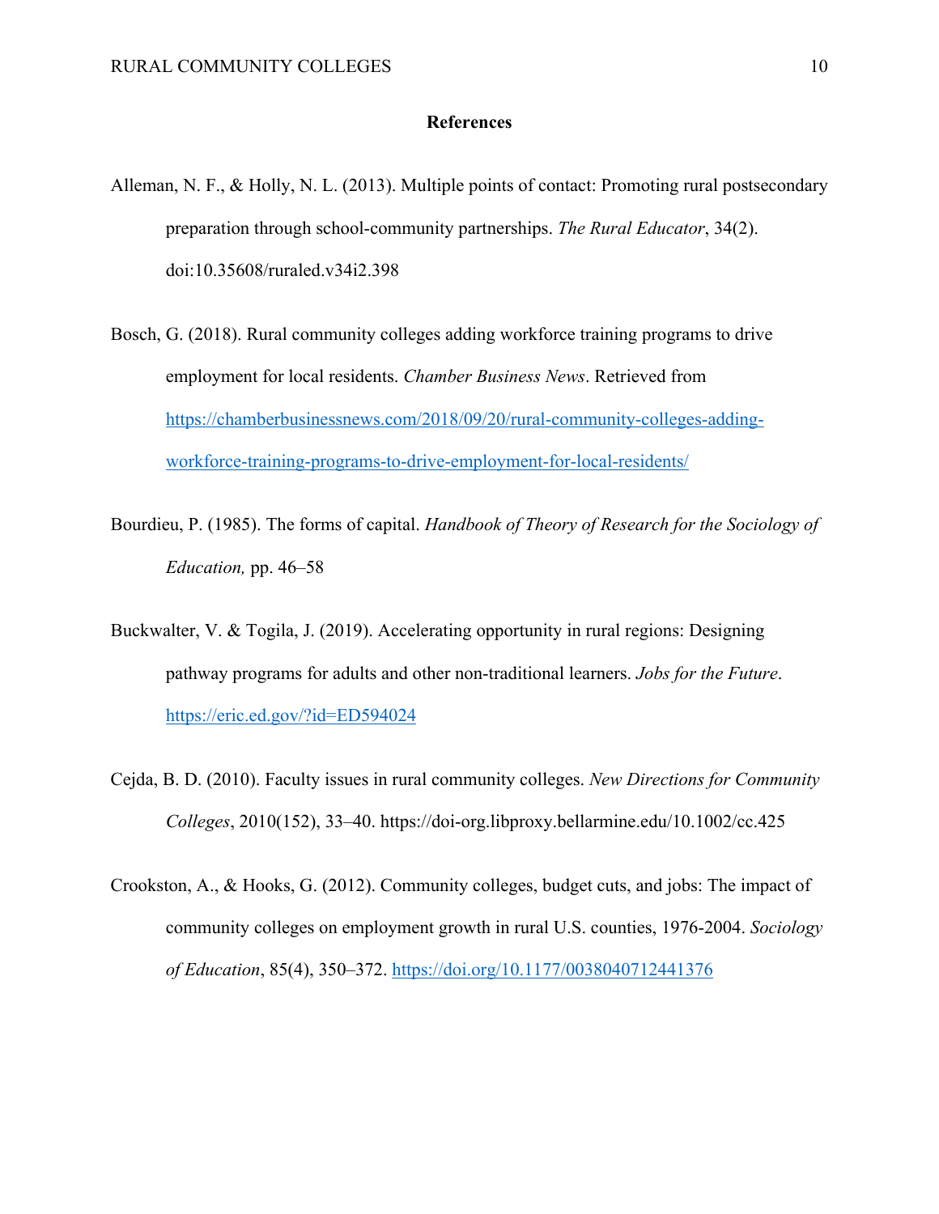## References

Alleman, N. F., & Holly, N. L. (2013). Multiple points of contact: Promoting rural postsecondary preparation through school-community partnerships. *The Rural Educator*, 34(2). doi:10.35608/ruraled.v34i2.398

Bosch, G. (2018). Rural community colleges adding workforce training programs to drive employment for local residents. *Chamber Business News*. Retrieved from https://chamberbusinessnews.com/2018/09/20/rural-community-colleges-adding-workforce-training-programs-to-drive-employment-for-local-residents/

Bourdieu, P. (1985). The forms of capital. *Handbook of Theory of Research for the Sociology of Education,* pp. 46–58

Buckwalter, V. & Togila, J. (2019). Accelerating opportunity in rural regions: Designing pathway programs for adults and other non-traditional learners. *Jobs for the Future*. https://eric.ed.gov/?id=ED594024

Cejda, B. D. (2010). Faculty issues in rural community colleges. *New Directions for Community Colleges*, 2010(152), 33–40. https://doi-org.libproxy.bellarmine.edu/10.1002/cc.425

Crookston, A., & Hooks, G. (2012). Community colleges, budget cuts, and jobs: The impact of community colleges on employment growth in rural U.S. counties, 1976-2004. *Sociology of Education*, 85(4), 350–372. https://doi.org/10.1177/0038040712441376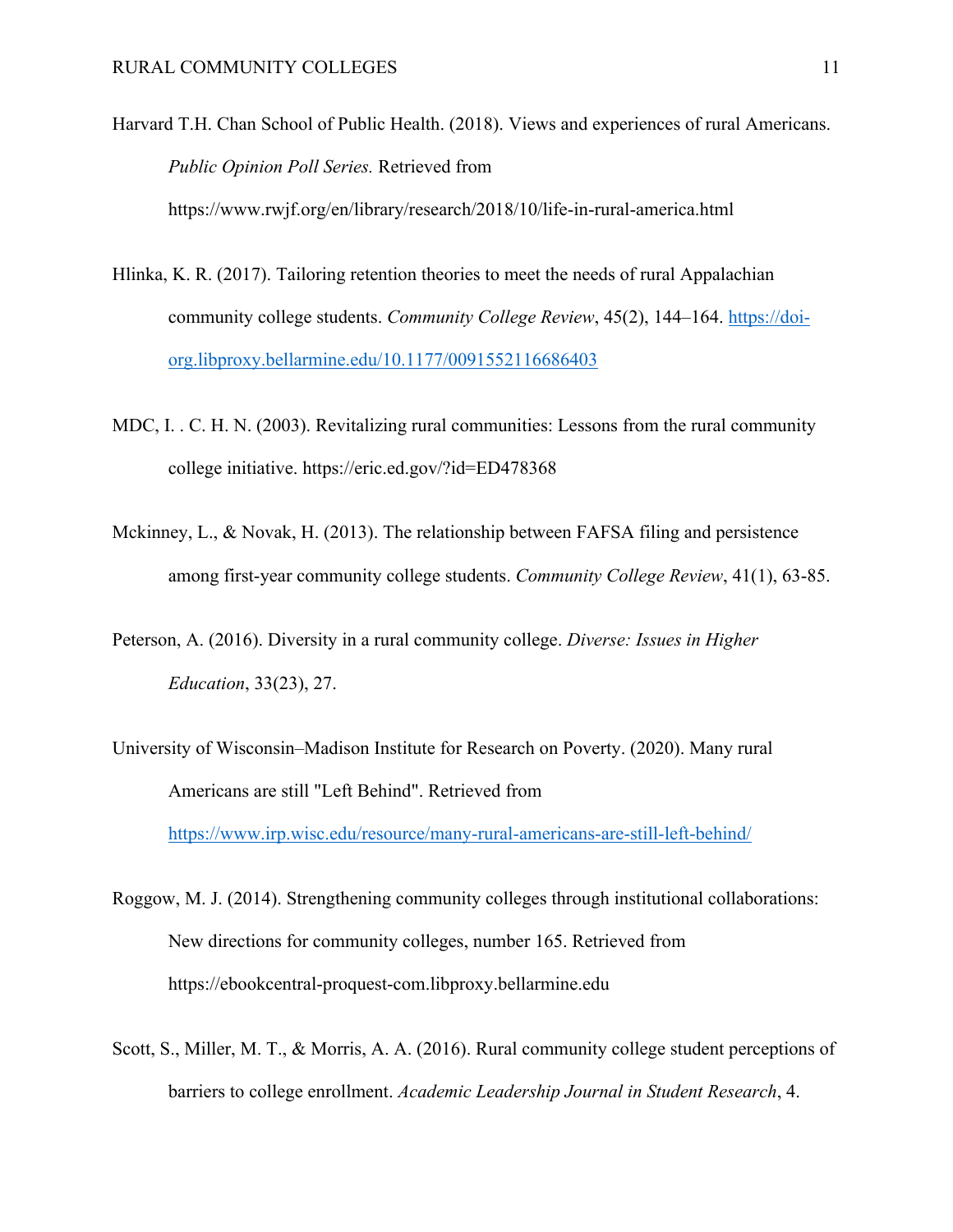Harvard T.H. Chan School of Public Health. (2018). Views and experiences of rural Americans. *Public Opinion Poll Series.* Retrieved from https://www.rwjf.org/en/library/research/2018/10/life-in-rural-america.html

Hlinka, K. R. (2017). Tailoring retention theories to meet the needs of rural Appalachian community college students. *Community College Review*, 45(2), 144–164. https://doi-org.libproxy.bellarmine.edu/10.1177/0091552116686403

MDC, I. . C. H. N. (2003). Revitalizing rural communities: Lessons from the rural community college initiative. https://eric.ed.gov/?id=ED478368

Mckinney, L., & Novak, H. (2013). The relationship between FAFSA filing and persistence among first-year community college students. *Community College Review*, 41(1), 63-85.

Peterson, A. (2016). Diversity in a rural community college. *Diverse: Issues in Higher Education*, 33(23), 27.

University of Wisconsin–Madison Institute for Research on Poverty. (2020). Many rural Americans are still "Left Behind". Retrieved from https://www.irp.wisc.edu/resource/many-rural-americans-are-still-left-behind/

Roggow, M. J. (2014). Strengthening community colleges through institutional collaborations: New directions for community colleges, number 165. Retrieved from https://ebookcentral-proquest-com.libproxy.bellarmine.edu

Scott, S., Miller, M. T., & Morris, A. A. (2016). Rural community college student perceptions of barriers to college enrollment. *Academic Leadership Journal in Student Research*, 4.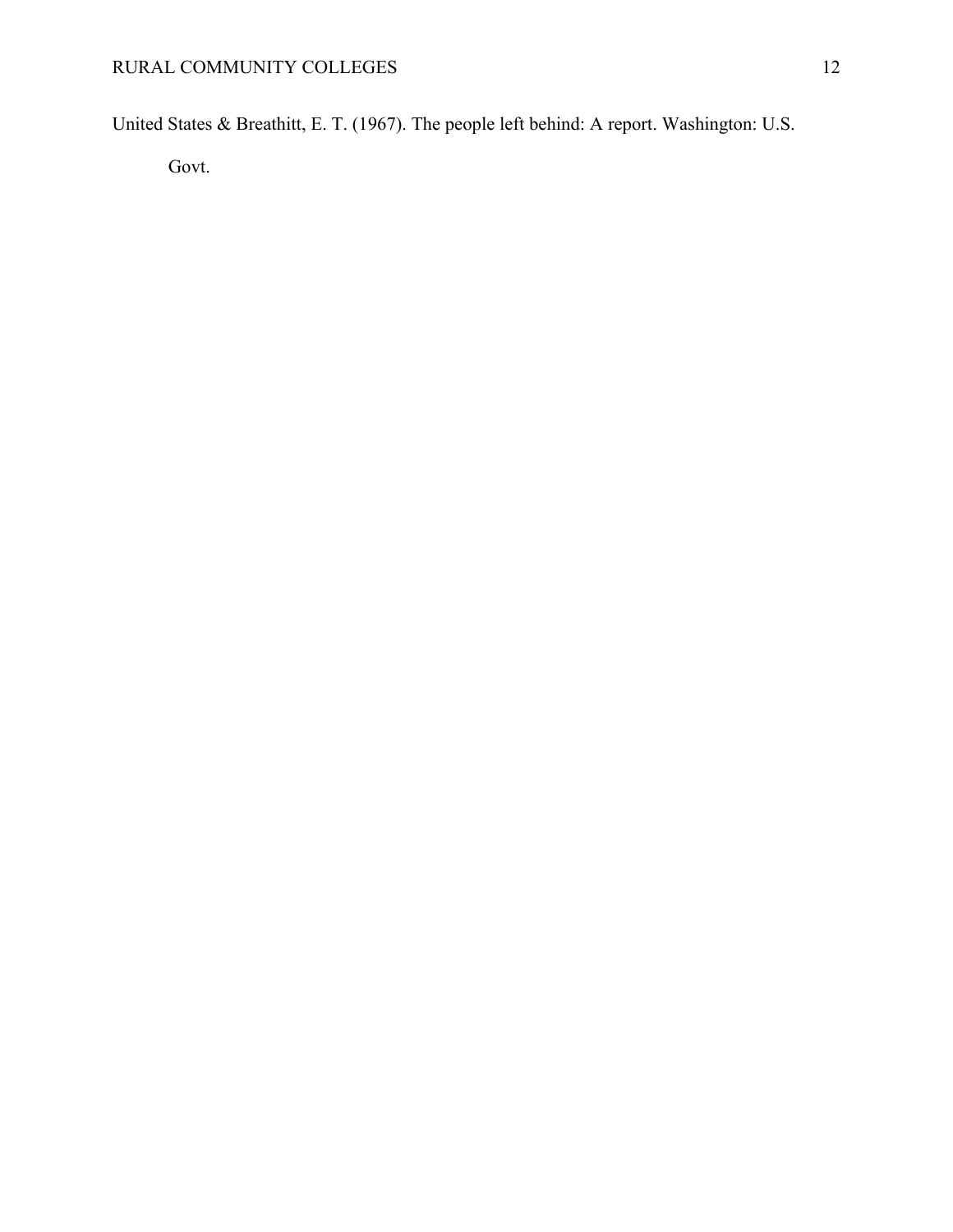United States & Breathitt, E. T. (1967). The people left behind: A report. Washington: U.S. Govt.